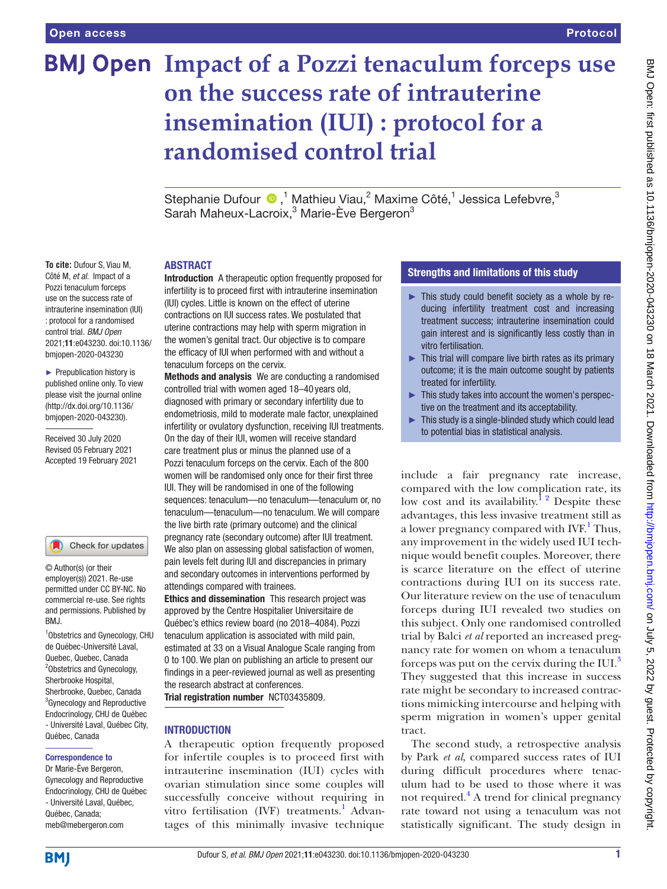# Impact of a Pozzi tenaculum forceps use on the success rate of intrauterine insemination (IUI) : protocol for a randomised control trial

Stephanie Dufour,[1] Mathieu Viau,[2] Maxime Côté,[1] Jessica Lefebvre,[3] Sarah Maheux-Lacroix,[3] Marie-Ève Bergeron[3]

**To cite:** Dufour S, Viau M, Côté M, *et al*. Impact of a Pozzi tenaculum forceps use on the success rate of intrauterine insemination (IUI) : protocol for a randomised control trial. *BMJ Open* 2021;**11**:e043230. doi:10.1136/bmjopen-2020-043230

► Prepublication history is published online only. To view please visit the journal online (http://dx.doi.org/10.1136/bmjopen-2020-043230).

Received 30 July 2020
Revised 05 February 2021
Accepted 19 February 2021

© Author(s) (or their employer(s)) 2021. Re-use permitted under CC BY-NC. No commercial re-use. See rights and permissions. Published by BMJ.

[1]Obstetrics and Gynecology, CHU de Québec-Université Laval, Quebec, Quebec, Canada
[2]Obstetrics and Gynecology, Sherbrooke Hospital, Sherbrooke, Quebec, Canada
[3]Gynecology and Reproductive Endocrinology, CHU de Québec - Université Laval, Québec City, Québec, Canada

**Correspondence to**
Dr Marie-Ève Bergeron, Gynecology and Reproductive Endocrinology, CHU de Québec - Université Laval, Québec, Québec, Canada; meb@mebergeron.com

## ABSTRACT

**Introduction** A therapeutic option frequently proposed for infertility is to proceed first with intrauterine insemination (IUI) cycles. Little is known on the effect of uterine contractions on IUI success rates. We postulated that uterine contractions may help with sperm migration in the women's genital tract. Our objective is to compare the efficacy of IUI when performed with and without a tenaculum forceps on the cervix.

**Methods and analysis** We are conducting a randomised controlled trial with women aged 18–40 years old, diagnosed with primary or secondary infertility due to endometriosis, mild to moderate male factor, unexplained infertility or ovulatory dysfunction, receiving IUI treatments. On the day of their IUI, women will receive standard care treatment plus or minus the planned use of a Pozzi tenaculum forceps on the cervix. Each of the 800 women will be randomised only once for their first three IUI. They will be randomised in one of the following sequences: tenaculum—no tenaculum—tenaculum or, no tenaculum—tenaculum—no tenaculum. We will compare the live birth rate (primary outcome) and the clinical pregnancy rate (secondary outcome) after IUI treatment. We also plan on assessing global satisfaction of women, pain levels felt during IUI and discrepancies in primary and secondary outcomes in interventions performed by attendings compared with trainees.

**Ethics and dissemination** This research project was approved by the Centre Hospitalier Universitaire de Québec's ethics review board (no 2018–4084). Pozzi tenaculum application is associated with mild pain, estimated at 33 on a Visual Analogue Scale ranging from 0 to 100. We plan on publishing an article to present our findings in a peer-reviewed journal as well as presenting the research abstract at conferences.

**Trial registration number** NCT03435809.

## Strengths and limitations of this study

- ► This study could benefit society as a whole by reducing infertility treatment cost and increasing treatment success; intrauterine insemination could gain interest and is significantly less costly than in vitro fertilisation.
- ► This trial will compare live birth rates as its primary outcome; it is the main outcome sought by patients treated for infertility.
- ► This study takes into account the women's perspective on the treatment and its acceptability.
- ► This study is a single-blinded study which could lead to potential bias in statistical analysis.

## INTRODUCTION

A therapeutic option frequently proposed for infertile couples is to proceed first with intrauterine insemination (IUI) cycles with ovarian stimulation since some couples will successfully conceive without requiring in vitro fertilisation (IVF) treatments.[1] Advantages of this minimally invasive technique include a fair pregnancy rate increase, compared with the low complication rate, its low cost and its availability.[1 2] Despite these advantages, this less invasive treatment still as a lower pregnancy compared with IVF.[1] Thus, any improvement in the widely used IUI technique would benefit couples. Moreover, there is scarce literature on the effect of uterine contractions during IUI on its success rate. Our literature review on the use of tenaculum forceps during IUI revealed two studies on this subject. Only one randomised controlled trial by Balci *et al* reported an increased pregnancy rate for women on whom a tenaculum forceps was put on the cervix during the IUI.[3] They suggested that this increase in success rate might be secondary to increased contractions mimicking intercourse and helping with sperm migration in women's upper genital tract.

The second study, a retrospective analysis by Park *et al*, compared success rates of IUI during difficult procedures where tenaculum had to be used to those where it was not required.[4] A trend for clinical pregnancy rate toward not using a tenaculum was not statistically significant. The study design in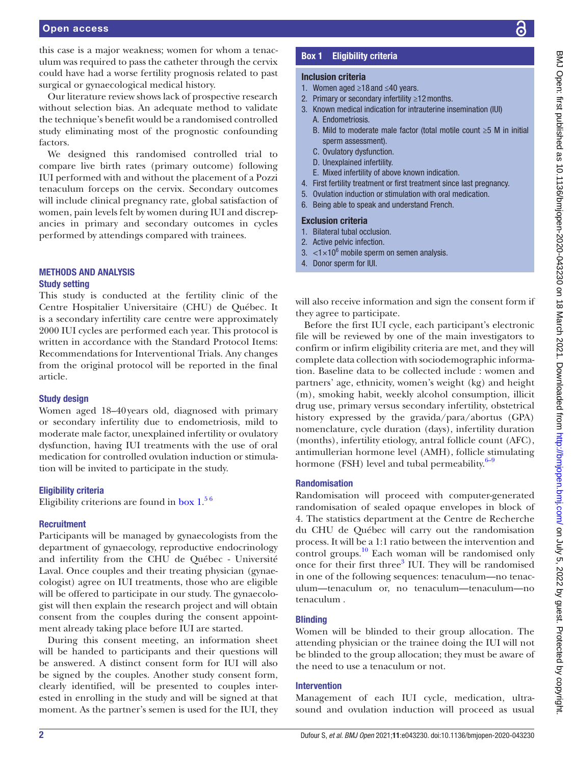this case is a major weakness; women for whom a tenaculum was required to pass the catheter through the cervix could have had a worse fertility prognosis related to past surgical or gynaecological medical history.

Our literature review shows lack of prospective research without selection bias. An adequate method to validate the technique's benefit would be a randomised controlled study eliminating most of the prognostic confounding factors.

We designed this randomised controlled trial to compare live birth rates (primary outcome) following IUI performed with and without the placement of a Pozzi tenaculum forceps on the cervix. Secondary outcomes will include clinical pregnancy rate, global satisfaction of women, pain levels felt by women during IUI and discrepancies in primary and secondary outcomes in cycles performed by attendings compared with trainees.

## METHODS AND ANALYSIS

### Study setting

This study is conducted at the fertility clinic of the Centre Hospitalier Universitaire (CHU) de Québec. It is a secondary infertility care centre were approximately 2000 IUI cycles are performed each year. This protocol is written in accordance with the Standard Protocol Items: Recommendations for Interventional Trials. Any changes from the original protocol will be reported in the final article.

### Study design

Women aged 18–40 years old, diagnosed with primary or secondary infertility due to endometriosis, mild to moderate male factor, unexplained infertility or ovulatory dysfunction, having IUI treatments with the use of oral medication for controlled ovulation induction or stimulation will be invited to participate in the study.

### Eligibility criteria

Eligibility criterions are found in box 1.[5,6]

**Box 1 Eligibility criteria**

**Inclusion criteria**

1. Women aged ≥18 and ≤40 years.
2. Primary or secondary infertility ≥12 months.
3. Known medical indication for intrauterine insemination (IUI)
   A. Endometriosis.
   B. Mild to moderate male factor (total motile count ≥5 M in initial sperm assessment).
   C. Ovulatory dysfunction.
   D. Unexplained infertility.
   E. Mixed infertility of above known indication.
4. First fertility treatment or first treatment since last pregnancy.
5. Ovulation induction or stimulation with oral medication.
6. Being able to speak and understand French.

**Exclusion criteria**

1. Bilateral tubal occlusion.
2. Active pelvic infection.
3. $<1\times10^6$ mobile sperm on semen analysis.
4. Donor sperm for IUI.

### Recruitment

Participants will be managed by gynaecologists from the department of gynaecology, reproductive endocrinology and infertility from the CHU de Québec - Université Laval. Once couples and their treating physician (gynaecologist) agree on IUI treatments, those who are eligible will be offered to participate in our study. The gynaecologist will then explain the research project and will obtain consent from the couples during the consent appointment already taking place before IUI are started.

During this consent meeting, an information sheet will be handed to participants and their questions will be answered. A distinct consent form for IUI will also be signed by the couples. Another study consent form, clearly identified, will be presented to couples interested in enrolling in the study and will be signed at that moment. As the partner's semen is used for the IUI, they will also receive information and sign the consent form if they agree to participate.

Before the first IUI cycle, each participant's electronic file will be reviewed by one of the main investigators to confirm or infirm eligibility criteria are met, and they will complete data collection with sociodemographic information. Baseline data to be collected include : women and partners' age, ethnicity, women's weight (kg) and height (m), smoking habit, weekly alcohol consumption, illicit drug use, primary versus secondary infertility, obstetrical history expressed by the gravida/para/abortus (GPA) nomenclature, cycle duration (days), infertility duration (months), infertility etiology, antral follicle count (AFC), antimullerian hormone level (AMH), follicle stimulating hormone (FSH) level and tubal permeability.[6–9]

### Randomisation

Randomisation will proceed with computer-generated randomisation of sealed opaque envelopes in block of 4. The statistics department at the Centre de Recherche du CHU de Québec will carry out the randomisation process. It will be a 1:1 ratio between the intervention and control groups.[10] Each woman will be randomised only once for their first three[3] IUI. They will be randomised in one of the following sequences: tenaculum—no tenaculum—tenaculum or, no tenaculum—tenaculum—no tenaculum .

### Blinding

Women will be blinded to their group allocation. The attending physician or the trainee doing the IUI will not be blinded to the group allocation; they must be aware of the need to use a tenaculum or not.

### Intervention

Management of each IUI cycle, medication, ultrasound and ovulation induction will proceed as usual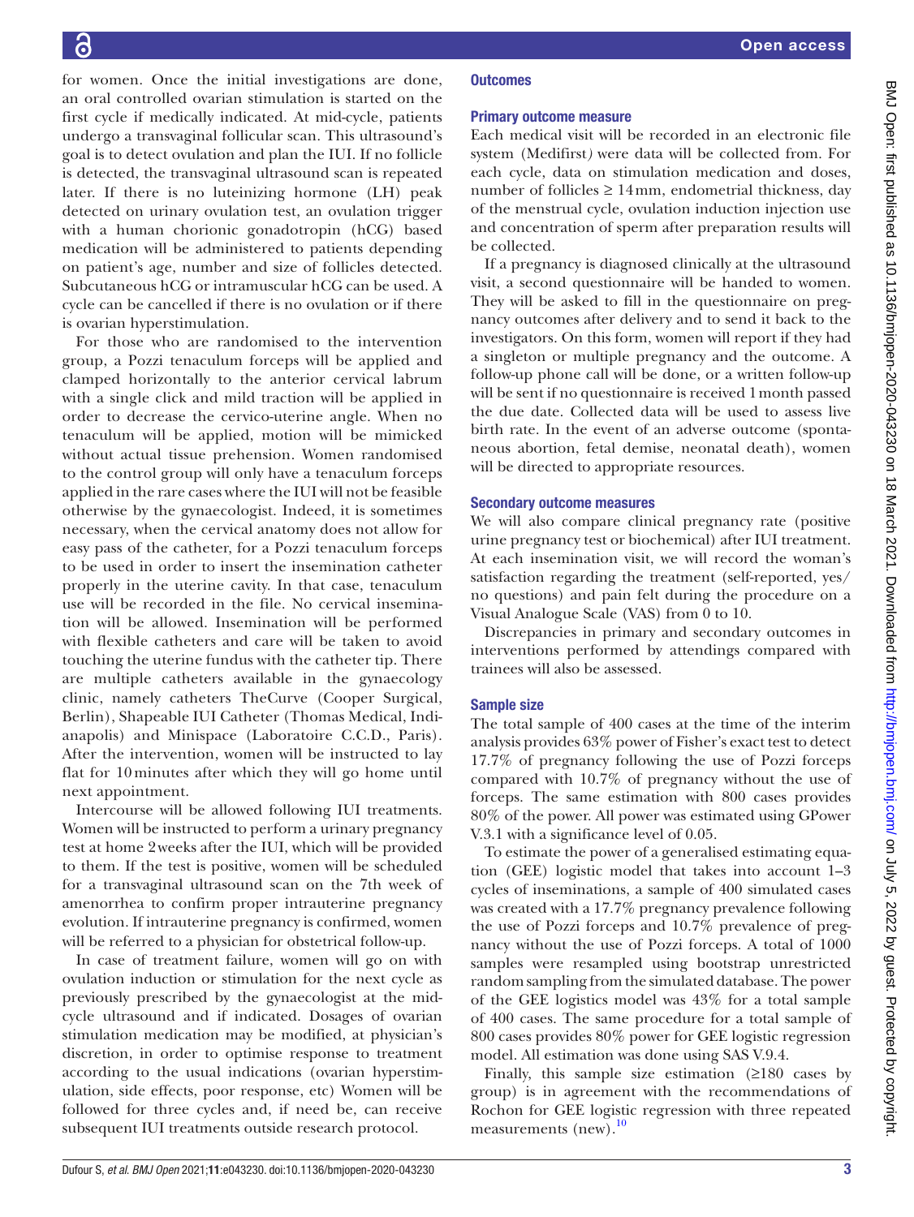for women. Once the initial investigations are done, an oral controlled ovarian stimulation is started on the first cycle if medically indicated. At mid-cycle, patients undergo a transvaginal follicular scan. This ultrasound's goal is to detect ovulation and plan the IUI. If no follicle is detected, the transvaginal ultrasound scan is repeated later. If there is no luteinizing hormone (LH) peak detected on urinary ovulation test, an ovulation trigger with a human chorionic gonadotropin (hCG) based medication will be administered to patients depending on patient's age, number and size of follicles detected. Subcutaneous hCG or intramuscular hCG can be used. A cycle can be cancelled if there is no ovulation or if there is ovarian hyperstimulation.

For those who are randomised to the intervention group, a Pozzi tenaculum forceps will be applied and clamped horizontally to the anterior cervical labrum with a single click and mild traction will be applied in order to decrease the cervico-uterine angle. When no tenaculum will be applied, motion will be mimicked without actual tissue prehension. Women randomised to the control group will only have a tenaculum forceps applied in the rare cases where the IUI will not be feasible otherwise by the gynaecologist. Indeed, it is sometimes necessary, when the cervical anatomy does not allow for easy pass of the catheter, for a Pozzi tenaculum forceps to be used in order to insert the insemination catheter properly in the uterine cavity. In that case, tenaculum use will be recorded in the file. No cervical insemination will be allowed. Insemination will be performed with flexible catheters and care will be taken to avoid touching the uterine fundus with the catheter tip. There are multiple catheters available in the gynaecology clinic, namely catheters TheCurve (Cooper Surgical, Berlin), Shapeable IUI Catheter (Thomas Medical, Indianapolis) and Minispace (Laboratoire C.C.D., Paris). After the intervention, women will be instructed to lay flat for 10 minutes after which they will go home until next appointment.

Intercourse will be allowed following IUI treatments. Women will be instructed to perform a urinary pregnancy test at home 2 weeks after the IUI, which will be provided to them. If the test is positive, women will be scheduled for a transvaginal ultrasound scan on the 7th week of amenorrhea to confirm proper intrauterine pregnancy evolution. If intrauterine pregnancy is confirmed, women will be referred to a physician for obstetrical follow-up.

In case of treatment failure, women will go on with ovulation induction or stimulation for the next cycle as previously prescribed by the gynaecologist at the mid-cycle ultrasound and if indicated. Dosages of ovarian stimulation medication may be modified, at physician's discretion, in order to optimise response to treatment according to the usual indications (ovarian hyperstimulation, side effects, poor response, etc) Women will be followed for three cycles and, if need be, can receive subsequent IUI treatments outside research protocol.

## Outcomes

### Primary outcome measure

Each medical visit will be recorded in an electronic file system (Medifirst*)* were data will be collected from. For each cycle, data on stimulation medication and doses, number of follicles ≥ 14 mm, endometrial thickness, day of the menstrual cycle, ovulation induction injection use and concentration of sperm after preparation results will be collected.

If a pregnancy is diagnosed clinically at the ultrasound visit, a second questionnaire will be handed to women. They will be asked to fill in the questionnaire on pregnancy outcomes after delivery and to send it back to the investigators. On this form, women will report if they had a singleton or multiple pregnancy and the outcome. A follow-up phone call will be done, or a written follow-up will be sent if no questionnaire is received 1 month passed the due date. Collected data will be used to assess live birth rate. In the event of an adverse outcome (spontaneous abortion, fetal demise, neonatal death), women will be directed to appropriate resources.

### Secondary outcome measures

We will also compare clinical pregnancy rate (positive urine pregnancy test or biochemical) after IUI treatment. At each insemination visit, we will record the woman's satisfaction regarding the treatment (self-reported, yes/no questions) and pain felt during the procedure on a Visual Analogue Scale (VAS) from 0 to 10.

Discrepancies in primary and secondary outcomes in interventions performed by attendings compared with trainees will also be assessed.

### Sample size

The total sample of 400 cases at the time of the interim analysis provides 63% power of Fisher's exact test to detect 17.7% of pregnancy following the use of Pozzi forceps compared with 10.7% of pregnancy without the use of forceps. The same estimation with 800 cases provides 80% of the power. All power was estimated using GPower V.3.1 with a significance level of 0.05.

To estimate the power of a generalised estimating equation (GEE) logistic model that takes into account 1–3 cycles of inseminations, a sample of 400 simulated cases was created with a 17.7% pregnancy prevalence following the use of Pozzi forceps and 10.7% prevalence of pregnancy without the use of Pozzi forceps. A total of 1000 samples were resampled using bootstrap unrestricted random sampling from the simulated database. The power of the GEE logistics model was 43% for a total sample of 400 cases. The same procedure for a total sample of 800 cases provides 80% power for GEE logistic regression model. All estimation was done using SAS V.9.4.

Finally, this sample size estimation (≥180 cases by group) is in agreement with the recommendations of Rochon for GEE logistic regression with three repeated measurements (new).[10]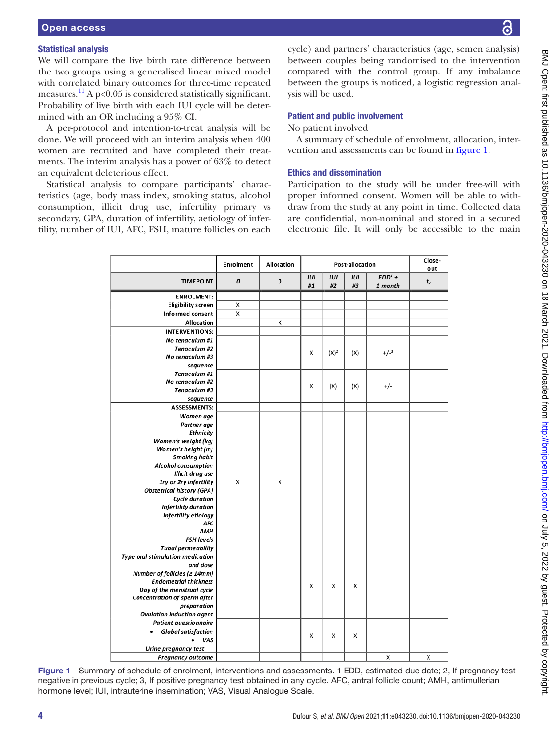### Statistical analysis

We will compare the live birth rate difference between the two groups using a generalised linear mixed model with correlated binary outcomes for three-time repeated measures.[11] A $p<0.05$ is considered statistically significant. Probability of live birth with each IUI cycle will be determined with an OR including a 95% CI.

A per-protocol and intention-to-treat analysis will be done. We will proceed with an interim analysis when 400 women are recruited and have completed their treatments. The interim analysis has a power of 63% to detect an equivalent deleterious effect.

Statistical analysis to compare participants' characteristics (age, body mass index, smoking status, alcohol consumption, illicit drug use, infertility primary vs secondary, GPA, duration of infertility, aetiology of infertility, number of IUI, AFC, FSH, mature follicles on each cycle) and partners' characteristics (age, semen analysis) between couples being randomised to the intervention compared with the control group. If any imbalance between the groups is noticed, a logistic regression analysis will be used.

### Patient and public involvement

No patient involved

A summary of schedule of enrolment, allocation, intervention and assessments can be found in figure 1.

### Ethics and dissemination

Participation to the study will be under free-will with proper informed consent. Women will be able to withdraw from the study at any point in time. Collected data are confidential, non-nominal and stored in a secured electronic file. It will only be accessible to the main

| | Enrolment | Allocation | Post-allocation | | | | Close-out |
|---|---|---|---|---|---|---|---|
| TIMEPOINT | *0* | 0 | *IUI #1* | *IUI #2* | *IUI #3* | *EDD[1] + 1 month* | $t_x$ |
| **ENROLMENT:** | | | | | | | |
| Eligibility screen | X | | | | | | |
| Informed consent | X | | | | | | |
| Allocation | | X | | | | | |
| **INTERVENTIONS:** | | | | | | | |
| *No tenaculum #1 Tenaculum #2 No tenaculum #3 sequence* | | | X | (X)[2] | (X) | +/-[3] | |
| *Tenaculum #1 No tenaculum #2 Tenaculum #3 sequence* | | | X | (X) | (X) | +/- | |
| **ASSESSMENTS:** | | | | | | | |
| *Women age, Partner age, Ethnicity, Women's weight (kg), Women's height (m), Smoking habit, Alcohol consumption, Illicit drug use, 1ry or 2ry infertility, Obstetrical history (GPA), Cycle duration, Infertility duration, Infertility etiology, AFC, AMH, FSH levels, Tubal permeability* | X | X | | | | | |
| *Type oral stimulation medication and dose, Number of follicles (≥ 14mm), Endometrial thickness, Day of the menstrual cycle, Concentration of sperm after preparation, Ovulation induction agent* | | | X | X | X | | |
| *Patient questionnaire: • Global satisfaction • VAS; Urine pregnancy test* | | | X | X | X | | |
| *Pregnancy outcome* | | | | | | X | X |

**Figure 1** Summary of schedule of enrolment, interventions and assessments. 1 EDD, estimated due date; 2, If pregnancy test negative in previous cycle; 3, If positive pregnancy test obtained in any cycle. AFC, antral follicle count; AMH, antimullerian hormone level; IUI, intrauterine insemination; VAS, Visual Analogue Scale.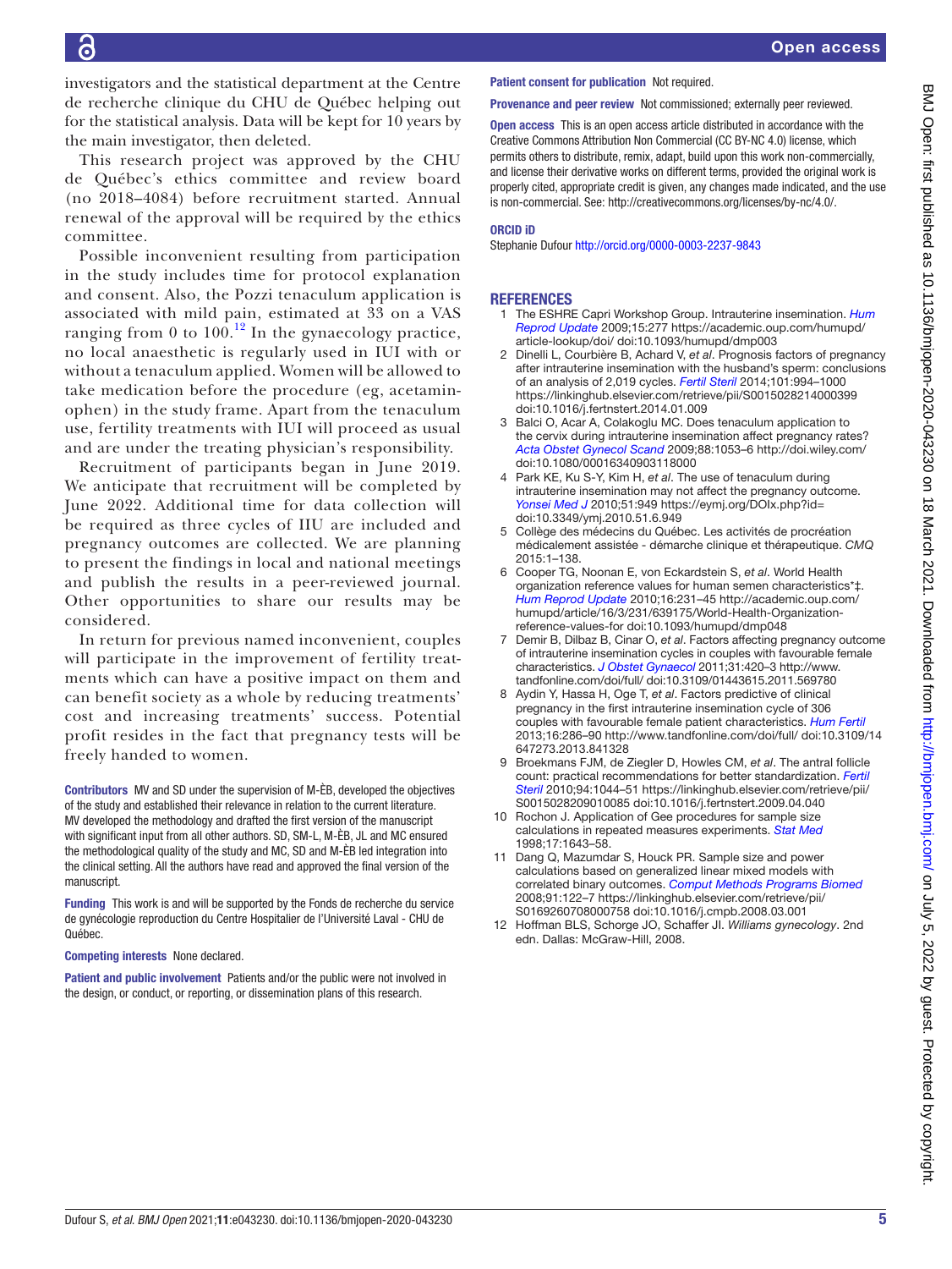investigators and the statistical department at the Centre de recherche clinique du CHU de Québec helping out for the statistical analysis. Data will be kept for 10 years by the main investigator, then deleted.

This research project was approved by the CHU de Québec's ethics committee and review board (no 2018–4084) before recruitment started. Annual renewal of the approval will be required by the ethics committee.

Possible inconvenient resulting from participation in the study includes time for protocol explanation and consent. Also, the Pozzi tenaculum application is associated with mild pain, estimated at 33 on a VAS ranging from 0 to 100.[12] In the gynaecology practice, no local anaesthetic is regularly used in IUI with or without a tenaculum applied. Women will be allowed to take medication before the procedure (eg, acetaminophen) in the study frame. Apart from the tenaculum use, fertility treatments with IUI will proceed as usual and are under the treating physician's responsibility.

Recruitment of participants began in June 2019. We anticipate that recruitment will be completed by June 2022. Additional time for data collection will be required as three cycles of IIU are included and pregnancy outcomes are collected. We are planning to present the findings in local and national meetings and publish the results in a peer-reviewed journal. Other opportunities to share our results may be considered.

In return for previous named inconvenient, couples will participate in the improvement of fertility treatments which can have a positive impact on them and can benefit society as a whole by reducing treatments' cost and increasing treatments' success. Potential profit resides in the fact that pregnancy tests will be freely handed to women.

**Contributors** MV and SD under the supervision of M-ÈB, developed the objectives of the study and established their relevance in relation to the current literature. MV developed the methodology and drafted the first version of the manuscript with significant input from all other authors. SD, SM-L, M-ÈB, JL and MC ensured the methodological quality of the study and MC, SD and M-ÈB led integration into the clinical setting. All the authors have read and approved the final version of the manuscript.

**Funding** This work is and will be supported by the Fonds de recherche du service de gynécologie reproduction du Centre Hospitalier de l'Université Laval - CHU de Québec.

**Competing interests** None declared.

**Patient and public involvement** Patients and/or the public were not involved in the design, or conduct, or reporting, or dissemination plans of this research.

**Patient consent for publication** Not required.

**Provenance and peer review** Not commissioned; externally peer reviewed.

**Open access** This is an open access article distributed in accordance with the Creative Commons Attribution Non Commercial (CC BY-NC 4.0) license, which permits others to distribute, remix, adapt, build upon this work non-commercially, and license their derivative works on different terms, provided the original work is properly cited, appropriate credit is given, any changes made indicated, and the use is non-commercial. See: http://creativecommons.org/licenses/by-nc/4.0/.

**ORCID iD**

Stephanie Dufour http://orcid.org/0000-0003-2237-9843

## REFERENCES

1. The ESHRE Capri Workshop Group. Intrauterine insemination. *Hum Reprod Update* 2009;15:277 https://academic.oup.com/humupd/article-lookup/doi/ doi:10.1093/humupd/dmp003
2. Dinelli L, Courbière B, Achard V, *et al*. Prognosis factors of pregnancy after intrauterine insemination with the husband's sperm: conclusions of an analysis of 2,019 cycles. *Fertil Steril* 2014;101:994–1000 https://linkinghub.elsevier.com/retrieve/pii/S0015028214000399 doi:10.1016/j.fertnstert.2014.01.009
3. Balci O, Acar A, Colakoglu MC. Does tenaculum application to the cervix during intrauterine insemination affect pregnancy rates? *Acta Obstet Gynecol Scand* 2009;88:1053–6 http://doi.wiley.com/ doi:10.1080/00016340903118000
4. Park KE, Ku S-Y, Kim H, *et al*. The use of tenaculum during intrauterine insemination may not affect the pregnancy outcome. *Yonsei Med J* 2010;51:949 https://eymj.org/DOIx.php?id= doi:10.3349/ymj.2010.51.6.949
5. Collège des médecins du Québec. Les activités de procréation médicalement assistée - démarche clinique et thérapeutique. *CMQ* 2015:1–138.
6. Cooper TG, Noonan E, von Eckardstein S, *et al*. World Health organization reference values for human semen characteristics*‡. *Hum Reprod Update* 2010;16:231–45 http://academic.oup.com/humupd/article/16/3/231/639175/World-Health-Organization-reference-values-for doi:10.1093/humupd/dmp048
7. Demir B, Dilbaz B, Cinar O, *et al*. Factors affecting pregnancy outcome of intrauterine insemination cycles in couples with favourable female characteristics. *J Obstet Gynaecol* 2011;31:420–3 http://www.tandfonline.com/doi/full/ doi:10.3109/01443615.2011.569780
8. Aydin Y, Hassa H, Oge T, *et al*. Factors predictive of clinical pregnancy in the first intrauterine insemination cycle of 306 couples with favourable female patient characteristics. *Hum Fertil* 2013;16:286–90 http://www.tandfonline.com/doi/full/ doi:10.3109/14647273.2013.841328
9. Broekmans FJM, de Ziegler D, Howles CM, *et al*. The antral follicle count: practical recommendations for better standardization. *Fertil Steril* 2010;94:1044–51 https://linkinghub.elsevier.com/retrieve/pii/S0015028209010085 doi:10.1016/j.fertnstert.2009.04.040
10. Rochon J. Application of Gee procedures for sample size calculations in repeated measures experiments. *Stat Med* 1998;17:1643–58.
11. Dang Q, Mazumdar S, Houck PR. Sample size and power calculations based on generalized linear mixed models with correlated binary outcomes. *Comput Methods Programs Biomed* 2008;91:122–7 https://linkinghub.elsevier.com/retrieve/pii/S0169260708000758 doi:10.1016/j.cmpb.2008.03.001
12. Hoffman BLS, Schorge JO, Schaffer JI. *Williams gynecology*. 2nd edn. Dallas: McGraw-Hill, 2008.